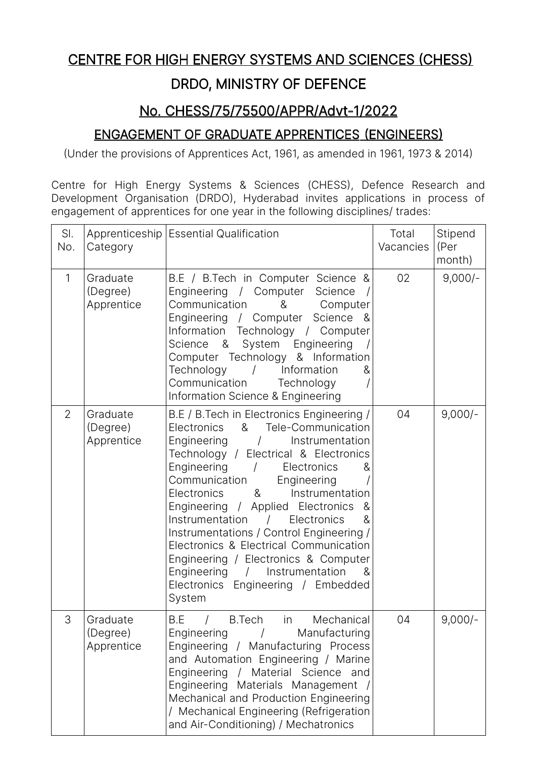# CENTRE FOR HIGH ENERGY SYSTEMS AND SCIENCES (CHESS)

## DRDO, MINISTRY OF DEFENCE

## No. CHESS/75/75500/APPR/Advt-1/2022

### ENGAGEMENT OF GRADUATE APPRENTICES (ENGINEERS)

(Under the provisions of Apprentices Act, 1961, as amended in 1961, 1973 & 2014)

Centre for High Energy Systems & Sciences (CHESS), Defence Research and Development Organisation (DRDO), Hyderabad invites applications in process of engagement of apprentices for one year in the following disciplines/ trades:

| Sl. No. | Apprenticeship Category | Essential Qualification | Total Vacancies | Stipend (Per month) |
|---|---|---|---|---|
| 1 | Graduate (Degree) Apprentice | B.E / B.Tech in Computer Science & Engineering / Computer Science / Communication & Computer Engineering / Computer Science & Information Technology / Computer Science & System Engineering / Computer Technology & Information Technology / Information & Communication Technology / Information Science & Engineering | 02 | 9,000/- |
| 2 | Graduate (Degree) Apprentice | B.E / B.Tech in Electronics Engineering / Electronics & Tele-Communication Engineering / Instrumentation Technology / Electrical & Electronics Engineering / Electronics & Communication Engineering / Electronics & Instrumentation Engineering / Applied Electronics & Instrumentation / Electronics & Instrumentations / Control Engineering / Electronics & Electrical Communication Engineering / Electronics & Computer Engineering / Instrumentation & Electronics Engineering / Embedded System | 04 | 9,000/- |
| 3 | Graduate (Degree) Apprentice | B.E / B.Tech in Mechanical Engineering / Manufacturing Engineering / Manufacturing Process and Automation Engineering / Marine Engineering / Material Science and Engineering Materials Management / Mechanical and Production Engineering / Mechanical Engineering (Refrigeration and Air-Conditioning) / Mechatronics | 04 | 9,000/- |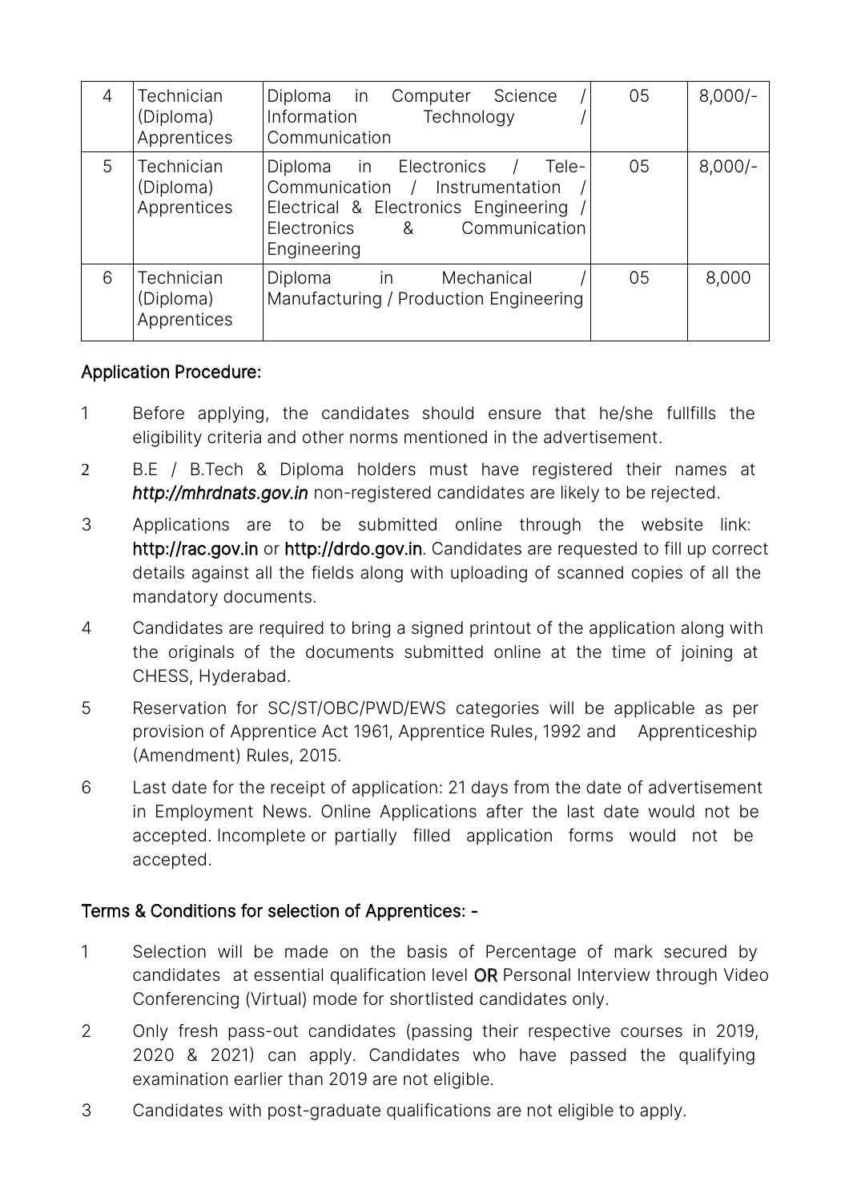| 4 | Technician (Diploma) Apprentices | Diploma in Computer Science / Information Technology / Communication | 05 | 8,000/- |
|---|---|---|---|---|
| 5 | Technician (Diploma) Apprentices | Diploma in Electronics / Tele-Communication / Instrumentation / Electrical & Electronics Engineering / Electronics & Communication Engineering | 05 | 8,000/- |
| 6 | Technician (Diploma) Apprentices | Diploma in Mechanical / Manufacturing / Production Engineering | 05 | 8,000 |

## Application Procedure:

1. Before applying, the candidates should ensure that he/she fullfills the eligibility criteria and other norms mentioned in the advertisement.
2. B.E / B.Tech & Diploma holders must have registered their names at ***http://mhrdnats.gov.in*** non-registered candidates are likely to be rejected.
3. Applications are to be submitted online through the website link: **http://rac.gov.in** or **http://drdo.gov.in**. Candidates are requested to fill up correct details against all the fields along with uploading of scanned copies of all the mandatory documents.
4. Candidates are required to bring a signed printout of the application along with the originals of the documents submitted online at the time of joining at CHESS, Hyderabad.
5. Reservation for SC/ST/OBC/PWD/EWS categories will be applicable as per provision of Apprentice Act 1961, Apprentice Rules, 1992 and Apprenticeship (Amendment) Rules, 2015.
6. Last date for the receipt of application: 21 days from the date of advertisement in Employment News. Online Applications after the last date would not be accepted. Incomplete or partially filled application forms would not be accepted.

## Terms & Conditions for selection of Apprentices: -

1. Selection will be made on the basis of Percentage of mark secured by candidates at essential qualification level **OR** Personal Interview through Video Conferencing (Virtual) mode for shortlisted candidates only.
2. Only fresh pass-out candidates (passing their respective courses in 2019, 2020 & 2021) can apply. Candidates who have passed the qualifying examination earlier than 2019 are not eligible.
3. Candidates with post-graduate qualifications are not eligible to apply.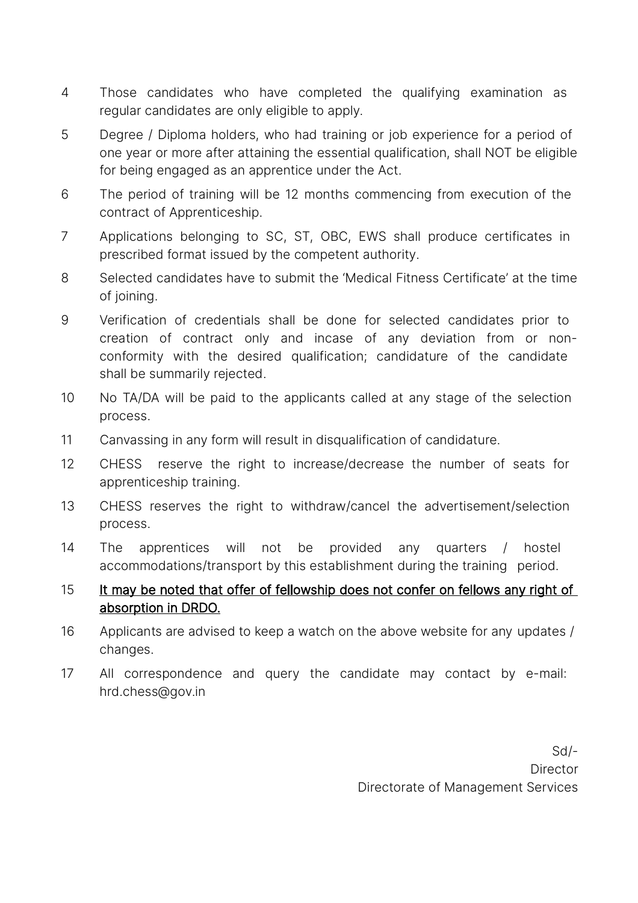4. Those candidates who have completed the qualifying examination as regular candidates are only eligible to apply.
5. Degree / Diploma holders, who had training or job experience for a period of one year or more after attaining the essential qualification, shall NOT be eligible for being engaged as an apprentice under the Act.
6. The period of training will be 12 months commencing from execution of the contract of Apprenticeship.
7. Applications belonging to SC, ST, OBC, EWS shall produce certificates in prescribed format issued by the competent authority.
8. Selected candidates have to submit the 'Medical Fitness Certificate' at the time of joining.
9. Verification of credentials shall be done for selected candidates prior to creation of contract only and incase of any deviation from or non-conformity with the desired qualification; candidature of the candidate shall be summarily rejected.
10. No TA/DA will be paid to the applicants called at any stage of the selection process.
11. Canvassing in any form will result in disqualification of candidature.
12. CHESS reserve the right to increase/decrease the number of seats for apprenticeship training.
13. CHESS reserves the right to withdraw/cancel the advertisement/selection process.
14. The apprentices will not be provided any quarters / hostel accommodations/transport by this establishment during the training period.
15. <u>It may be noted that offer of fellowship does not confer on fellows any right of absorption in DRDO.</u>
16. Applicants are advised to keep a watch on the above website for any updates / changes.
17. All correspondence and query the candidate may contact by e-mail: hrd.chess@gov.in

Sd/-
Director
Directorate of Management Services